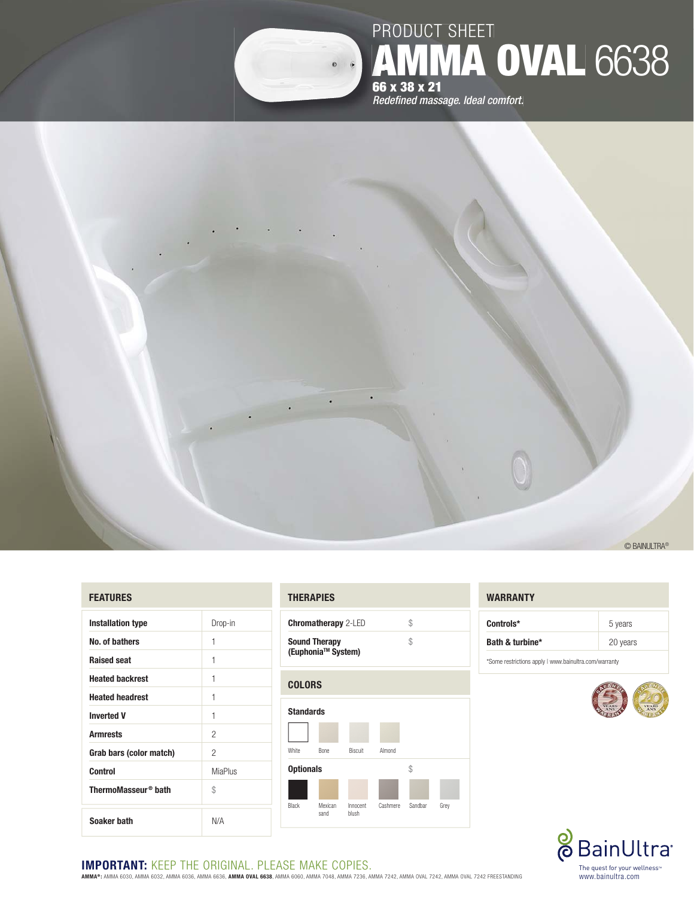PRODUCT SHEET

# AMMA OVAL 6638

**66 x 38 x 21**

*Redefined massage. Ideal comfort.*

© BAINULTRA®

## FEATURES

| Feature | |
|---|---|
| **Installation type** | Drop-in |
| **No. of bathers** | 1 |
| **Raised seat** | 1 |
| **Heated backrest** | 1 |
| **Heated headrest** | 1 |
| **Inverted V** | 1 |
| **Armrests** | 2 |
| **Grab bars (color match)** | 2 |
| **Control** | MiaPlus |
| **ThermoMasseur® bath** | $ |
| **Soaker bath** | N/A |

## THERAPIES

| Therapy | |
|---|---|
| **Chromatherapy** 2-LED | $ |
| **Sound Therapy (Euphonia™ System)** | $ |

## COLORS

**Standards**

White, Bone, Biscuit, Almond

**Optionals** $

Black, Mexican sand, Innocent blush, Cashmere, Sandbar, Grey

## WARRANTY

| Item | Warranty |
|---|---|
| **Controls*** | 5 years |
| **Bath & turbine*** | 20 years |

*Some restrictions apply | www.bainultra.com/warranty

BainUltra

The quest for your wellness™

www.bainultra.com

**IMPORTANT:** KEEP THE ORIGINAL. PLEASE MAKE COPIES.

**AMMA®:** AMMA 6030, AMMA 6032, AMMA 6036, AMMA 6636, **AMMA OVAL 6638**, AMMA 6060, AMMA 7048, AMMA 7236, AMMA 7242, AMMA OVAL 7242, AMMA OVAL 7242 FREESTANDING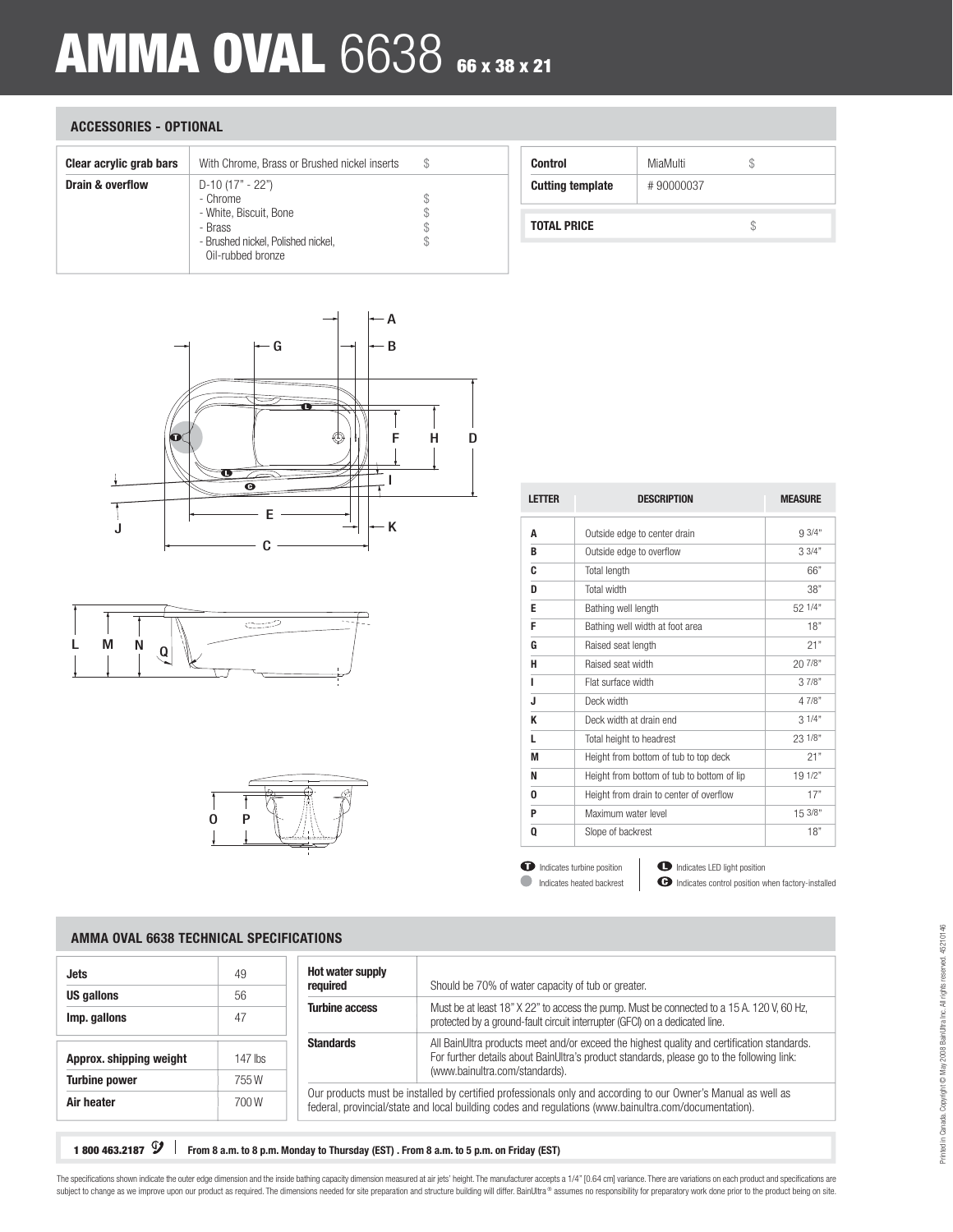# AMMA OVAL 6638 66 x 38 x 21

## ACCESSORIES - OPTIONAL

| | | |
|---|---|---|
| **Clear acrylic grab bars** | With Chrome, Brass or Brushed nickel inserts | $ |
| **Drain & overflow** | D-10 (17" - 22")<br>- Chrome<br>- White, Biscuit, Bone<br>- Brass<br>- Brushed nickel, Polished nickel, Oil-rubbed bronze | <br>$<br>$<br>$<br>$ |

| | | |
|---|---|---|
| **Control** | MiaMulti | $ |
| **Cutting template** | # 90000037 | |
| **TOTAL PRICE** | | $ |

A
G
B
F
H
D
I
J
E
K
C
L
M
N
Q
O
P

| LETTER | DESCRIPTION | MEASURE |
|---|---|---|
| A | Outside edge to center drain | 9 3/4" |
| B | Outside edge to overflow | 3 3/4" |
| C | Total length | 66" |
| D | Total width | 38" |
| E | Bathing well length | 52 1/4" |
| F | Bathing well width at foot area | 18" |
| G | Raised seat length | 21" |
| H | Raised seat width | 20 7/8" |
| I | Flat surface width | 3 7/8" |
| J | Deck width | 4 7/8" |
| K | Deck width at drain end | 3 1/4" |
| L | Total height to headrest | 23 1/8" |
| M | Height from bottom of tub to top deck | 21" |
| N | Height from bottom of tub to bottom of lip | 19 1/2" |
| O | Height from drain to center of overflow | 17" |
| P | Maximum water level | 15 3/8" |
| Q | Slope of backrest | 18" |

T Indicates turbine position
Indicates heated backrest
L Indicates LED light position
C Indicates control position when factory-installed

## AMMA OVAL 6638 TECHNICAL SPECIFICATIONS

| | |
|---|---|
| **Jets** | 49 |
| **US gallons** | 56 |
| **Imp. gallons** | 47 |
| **Approx. shipping weight** | 147 lbs |
| **Turbine power** | 755 W |
| **Air heater** | 700 W |

| | |
|---|---|
| **Hot water supply required** | Should be 70% of water capacity of tub or greater. |
| **Turbine access** | Must be at least 18" X 22" to access the pump. Must be connected to a 15 A. 120 V, 60 Hz, protected by a ground-fault circuit interrupter (GFCI) on a dedicated line. |
| **Standards** | All BainUltra products meet and/or exceed the highest quality and certification standards. For further details about BainUltra's product standards, please go to the following link: (www.bainultra.com/standards). |

Our products must be installed by certified professionals only and according to our Owner's Manual as well as federal, provincial/state and local building codes and regulations (www.bainultra.com/documentation).

**1 800 463.2187** | **From 8 a.m. to 8 p.m. Monday to Thursday (EST) . From 8 a.m. to 5 p.m. on Friday (EST)**

The specifications shown indicate the outer edge dimension and the inside bathing capacity dimension measured at air jets' height. The manufacturer accepts a 1/4" [0.64 cm] variance. There are variations on each product and specifications are subject to change as we improve upon our product as required. The dimensions needed for site preparation and structure building will differ. BainUltra® assumes no responsibility for preparatory work done prior to the product being on site.

Printed in Canada. Copyright © May 2008 BainUltra Inc. All rights reserved. 45210146